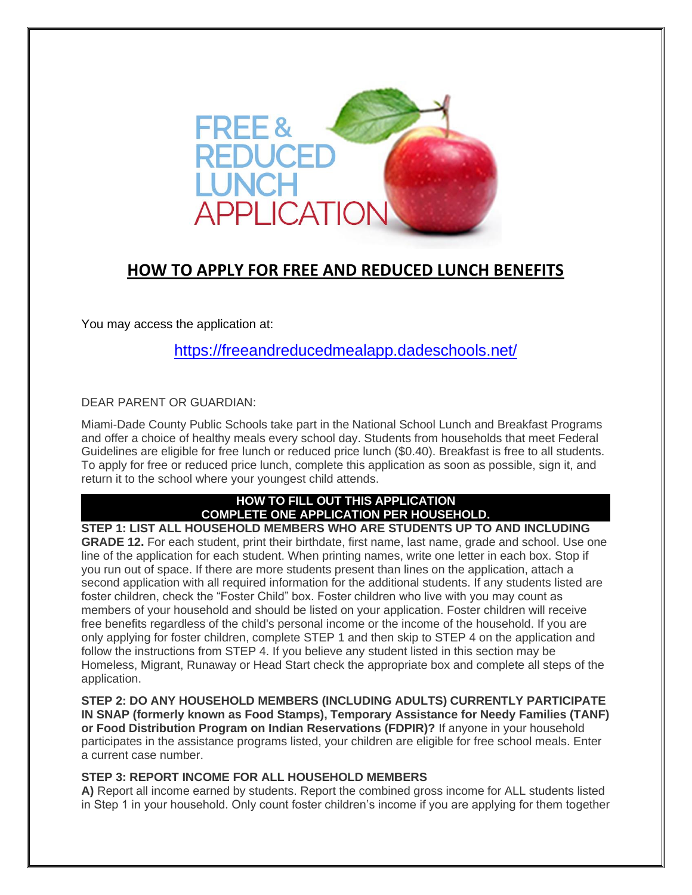# FREE & REDUCED LUNCH APPLICATION

## HOW TO APPLY FOR FREE AND REDUCED LUNCH BENEFITS

You may access the application at:

https://freeandreducedmealapp.dadeschools.net/

DEAR PARENT OR GUARDIAN:

Miami-Dade County Public Schools take part in the National School Lunch and Breakfast Programs and offer a choice of healthy meals every school day. Students from households that meet Federal Guidelines are eligible for free lunch or reduced price lunch ($0.40). Breakfast is free to all students. To apply for free or reduced price lunch, complete this application as soon as possible, sign it, and return it to the school where your youngest child attends.

**HOW TO FILL OUT THIS APPLICATION**
**COMPLETE ONE APPLICATION PER HOUSEHOLD.**

**STEP 1: LIST ALL HOUSEHOLD MEMBERS WHO ARE STUDENTS UP TO AND INCLUDING GRADE 12.** For each student, print their birthdate, first name, last name, grade and school. Use one line of the application for each student. When printing names, write one letter in each box. Stop if you run out of space. If there are more students present than lines on the application, attach a second application with all required information for the additional students. If any students listed are foster children, check the "Foster Child" box. Foster children who live with you may count as members of your household and should be listed on your application. Foster children will receive free benefits regardless of the child's personal income or the income of the household. If you are only applying for foster children, complete STEP 1 and then skip to STEP 4 on the application and follow the instructions from STEP 4. If you believe any student listed in this section may be Homeless, Migrant, Runaway or Head Start check the appropriate box and complete all steps of the application.

**STEP 2: DO ANY HOUSEHOLD MEMBERS (INCLUDING ADULTS) CURRENTLY PARTICIPATE IN SNAP (formerly known as Food Stamps), Temporary Assistance for Needy Families (TANF) or Food Distribution Program on Indian Reservations (FDPIR)?** If anyone in your household participates in the assistance programs listed, your children are eligible for free school meals. Enter a current case number.

**STEP 3: REPORT INCOME FOR ALL HOUSEHOLD MEMBERS**

**A)** Report all income earned by students. Report the combined gross income for ALL students listed in Step 1 in your household. Only count foster children's income if you are applying for them together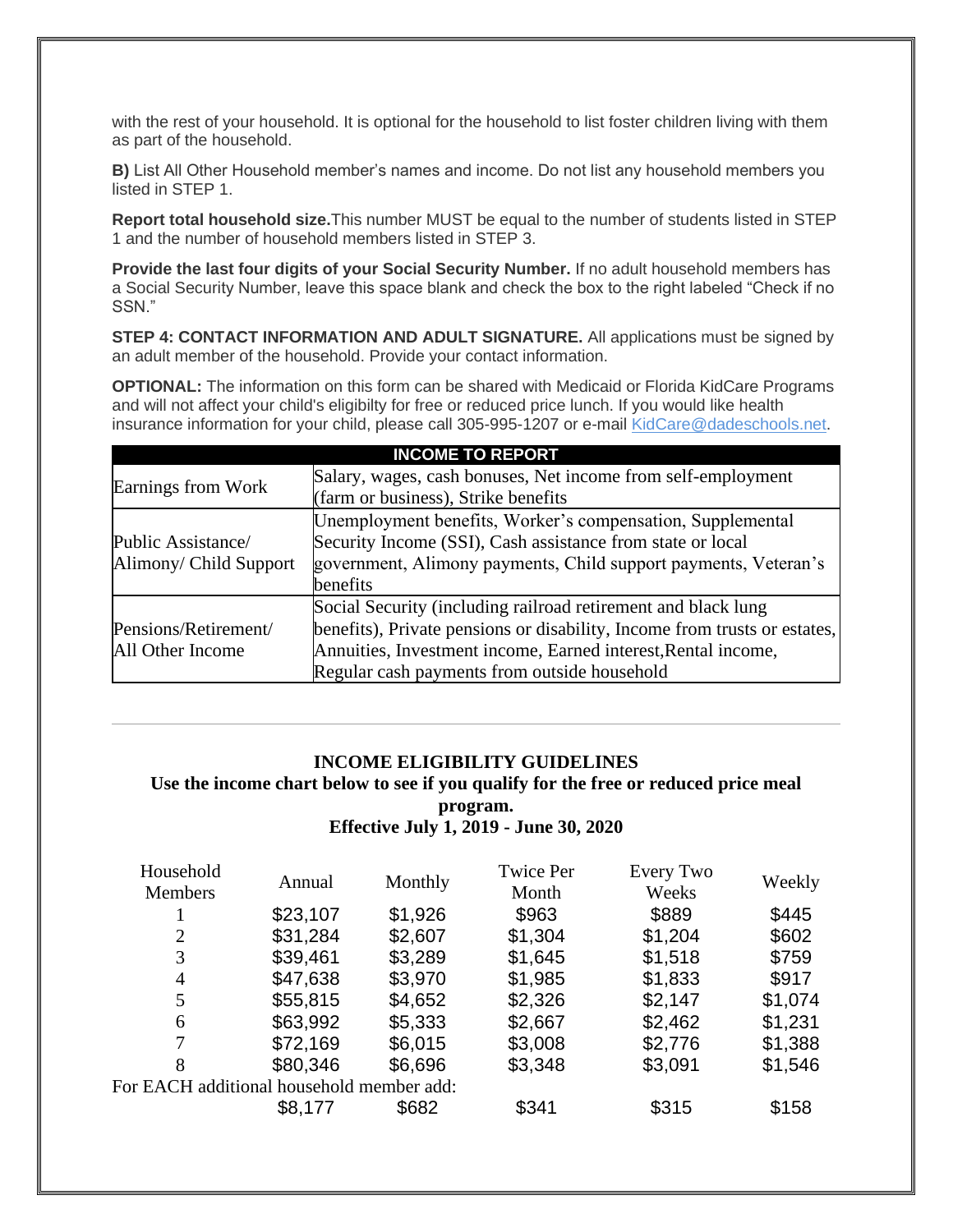with the rest of your household. It is optional for the household to list foster children living with them as part of the household.

**B)** List All Other Household member's names and income. Do not list any household members you listed in STEP 1.

**Report total household size.**This number MUST be equal to the number of students listed in STEP 1 and the number of household members listed in STEP 3.

**Provide the last four digits of your Social Security Number.** If no adult household members has a Social Security Number, leave this space blank and check the box to the right labeled "Check if no SSN."

**STEP 4: CONTACT INFORMATION AND ADULT SIGNATURE.** All applications must be signed by an adult member of the household. Provide your contact information.

**OPTIONAL:** The information on this form can be shared with Medicaid or Florida KidCare Programs and will not affect your child's eligibilty for free or reduced price lunch. If you would like health insurance information for your child, please call 305-995-1207 or e-mail [KidCare@dadeschools.net](mailto:KidCare@dadeschools.net).

| **INCOME TO REPORT** | |
|---|---|
| Earnings from Work | Salary, wages, cash bonuses, Net income from self-employment (farm or business), Strike benefits |
| Public Assistance/ Alimony/ Child Support | Unemployment benefits, Worker's compensation, Supplemental Security Income (SSI), Cash assistance from state or local government, Alimony payments, Child support payments, Veteran's benefits |
| Pensions/Retirement/ All Other Income | Social Security (including railroad retirement and black lung benefits), Private pensions or disability, Income from trusts or estates, Annuities, Investment income, Earned interest,Rental income, Regular cash payments from outside household |

---

**INCOME ELIGIBILITY GUIDELINES**

**Use the income chart below to see if you qualify for the free or reduced price meal program.**

**Effective July 1, 2019 - June 30, 2020**

| Household Members | Annual | Monthly | Twice Per Month | Every Two Weeks | Weekly |
|---|---|---|---|---|---|
| 1 | $23,107 | $1,926 | $963 | $889 | $445 |
| 2 | $31,284 | $2,607 | $1,304 | $1,204 | $602 |
| 3 | $39,461 | $3,289 | $1,645 | $1,518 | $759 |
| 4 | $47,638 | $3,970 | $1,985 | $1,833 | $917 |
| 5 | $55,815 | $4,652 | $2,326 | $2,147 | $1,074 |
| 6 | $63,992 | $5,333 | $2,667 | $2,462 | $1,231 |
| 7 | $72,169 | $6,015 | $3,008 | $2,776 | $1,388 |
| 8 | $80,346 | $6,696 | $3,348 | $3,091 | $1,546 |
| For EACH additional household member add: | | | | | |
| | $8,177 | $682 | $341 | $315 | $158 |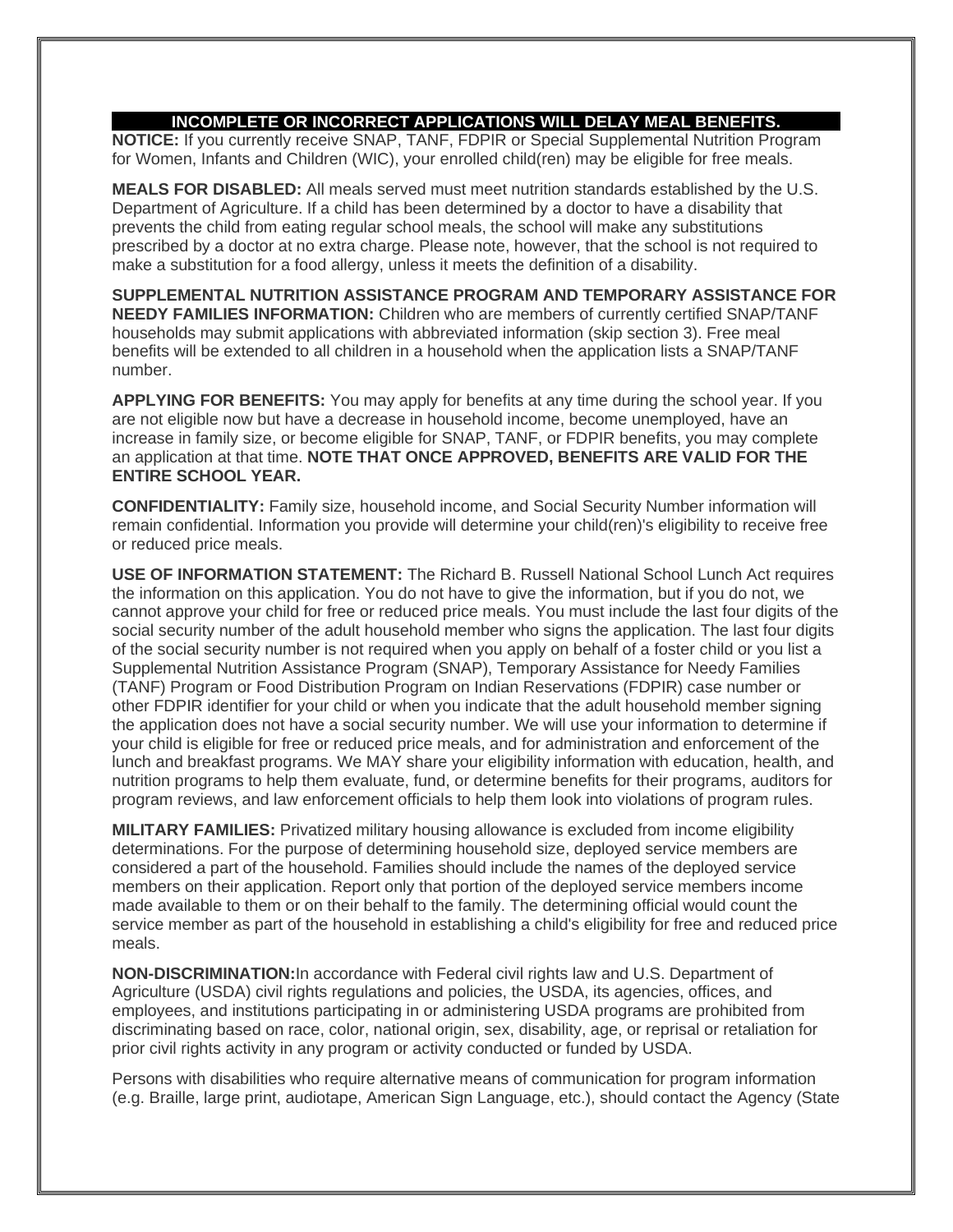**INCOMPLETE OR INCORRECT APPLICATIONS WILL DELAY MEAL BENEFITS.**

**NOTICE:** If you currently receive SNAP, TANF, FDPIR or Special Supplemental Nutrition Program for Women, Infants and Children (WIC), your enrolled child(ren) may be eligible for free meals.

**MEALS FOR DISABLED:** All meals served must meet nutrition standards established by the U.S. Department of Agriculture. If a child has been determined by a doctor to have a disability that prevents the child from eating regular school meals, the school will make any substitutions prescribed by a doctor at no extra charge. Please note, however, that the school is not required to make a substitution for a food allergy, unless it meets the definition of a disability.

**SUPPLEMENTAL NUTRITION ASSISTANCE PROGRAM AND TEMPORARY ASSISTANCE FOR NEEDY FAMILIES INFORMATION:** Children who are members of currently certified SNAP/TANF households may submit applications with abbreviated information (skip section 3). Free meal benefits will be extended to all children in a household when the application lists a SNAP/TANF number.

**APPLYING FOR BENEFITS:** You may apply for benefits at any time during the school year. If you are not eligible now but have a decrease in household income, become unemployed, have an increase in family size, or become eligible for SNAP, TANF, or FDPIR benefits, you may complete an application at that time. **NOTE THAT ONCE APPROVED, BENEFITS ARE VALID FOR THE ENTIRE SCHOOL YEAR.**

**CONFIDENTIALITY:** Family size, household income, and Social Security Number information will remain confidential. Information you provide will determine your child(ren)'s eligibility to receive free or reduced price meals.

**USE OF INFORMATION STATEMENT:** The Richard B. Russell National School Lunch Act requires the information on this application. You do not have to give the information, but if you do not, we cannot approve your child for free or reduced price meals. You must include the last four digits of the social security number of the adult household member who signs the application. The last four digits of the social security number is not required when you apply on behalf of a foster child or you list a Supplemental Nutrition Assistance Program (SNAP), Temporary Assistance for Needy Families (TANF) Program or Food Distribution Program on Indian Reservations (FDPIR) case number or other FDPIR identifier for your child or when you indicate that the adult household member signing the application does not have a social security number. We will use your information to determine if your child is eligible for free or reduced price meals, and for administration and enforcement of the lunch and breakfast programs. We MAY share your eligibility information with education, health, and nutrition programs to help them evaluate, fund, or determine benefits for their programs, auditors for program reviews, and law enforcement officials to help them look into violations of program rules.

**MILITARY FAMILIES:** Privatized military housing allowance is excluded from income eligibility determinations. For the purpose of determining household size, deployed service members are considered a part of the household. Families should include the names of the deployed service members on their application. Report only that portion of the deployed service members income made available to them or on their behalf to the family. The determining official would count the service member as part of the household in establishing a child's eligibility for free and reduced price meals.

**NON-DISCRIMINATION:**In accordance with Federal civil rights law and U.S. Department of Agriculture (USDA) civil rights regulations and policies, the USDA, its agencies, offices, and employees, and institutions participating in or administering USDA programs are prohibited from discriminating based on race, color, national origin, sex, disability, age, or reprisal or retaliation for prior civil rights activity in any program or activity conducted or funded by USDA.

Persons with disabilities who require alternative means of communication for program information (e.g. Braille, large print, audiotape, American Sign Language, etc.), should contact the Agency (State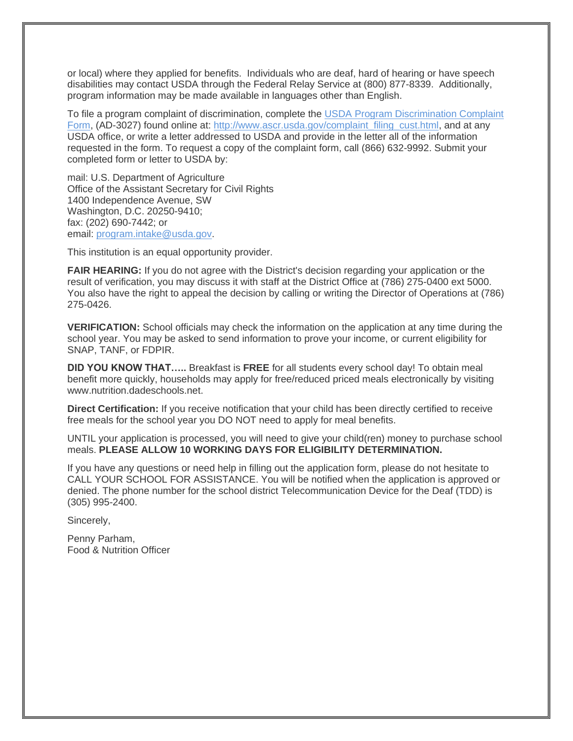or local) where they applied for benefits. Individuals who are deaf, hard of hearing or have speech disabilities may contact USDA through the Federal Relay Service at (800) 877-8339. Additionally, program information may be made available in languages other than English.

To file a program complaint of discrimination, complete the [USDA Program Discrimination Complaint Form](http://www.ascr.usda.gov/complaint_filing_cust.html), (AD-3027) found online at: http://www.ascr.usda.gov/complaint_filing_cust.html, and at any USDA office, or write a letter addressed to USDA and provide in the letter all of the information requested in the form. To request a copy of the complaint form, call (866) 632-9992. Submit your completed form or letter to USDA by:

mail: U.S. Department of Agriculture
Office of the Assistant Secretary for Civil Rights
1400 Independence Avenue, SW
Washington, D.C. 20250-9410;
fax: (202) 690-7442; or
email: program.intake@usda.gov.

This institution is an equal opportunity provider.

**FAIR HEARING:** If you do not agree with the District's decision regarding your application or the result of verification, you may discuss it with staff at the District Office at (786) 275-0400 ext 5000. You also have the right to appeal the decision by calling or writing the Director of Operations at (786) 275-0426.

**VERIFICATION:** School officials may check the information on the application at any time during the school year. You may be asked to send information to prove your income, or current eligibility for SNAP, TANF, or FDPIR.

**DID YOU KNOW THAT…..** Breakfast is **FREE** for all students every school day! To obtain meal benefit more quickly, households may apply for free/reduced priced meals electronically by visiting www.nutrition.dadeschools.net.

**Direct Certification:** If you receive notification that your child has been directly certified to receive free meals for the school year you DO NOT need to apply for meal benefits.

UNTIL your application is processed, you will need to give your child(ren) money to purchase school meals. **PLEASE ALLOW 10 WORKING DAYS FOR ELIGIBILITY DETERMINATION.**

If you have any questions or need help in filling out the application form, please do not hesitate to CALL YOUR SCHOOL FOR ASSISTANCE. You will be notified when the application is approved or denied. The phone number for the school district Telecommunication Device for the Deaf (TDD) is (305) 995-2400.

Sincerely,

Penny Parham,
Food & Nutrition Officer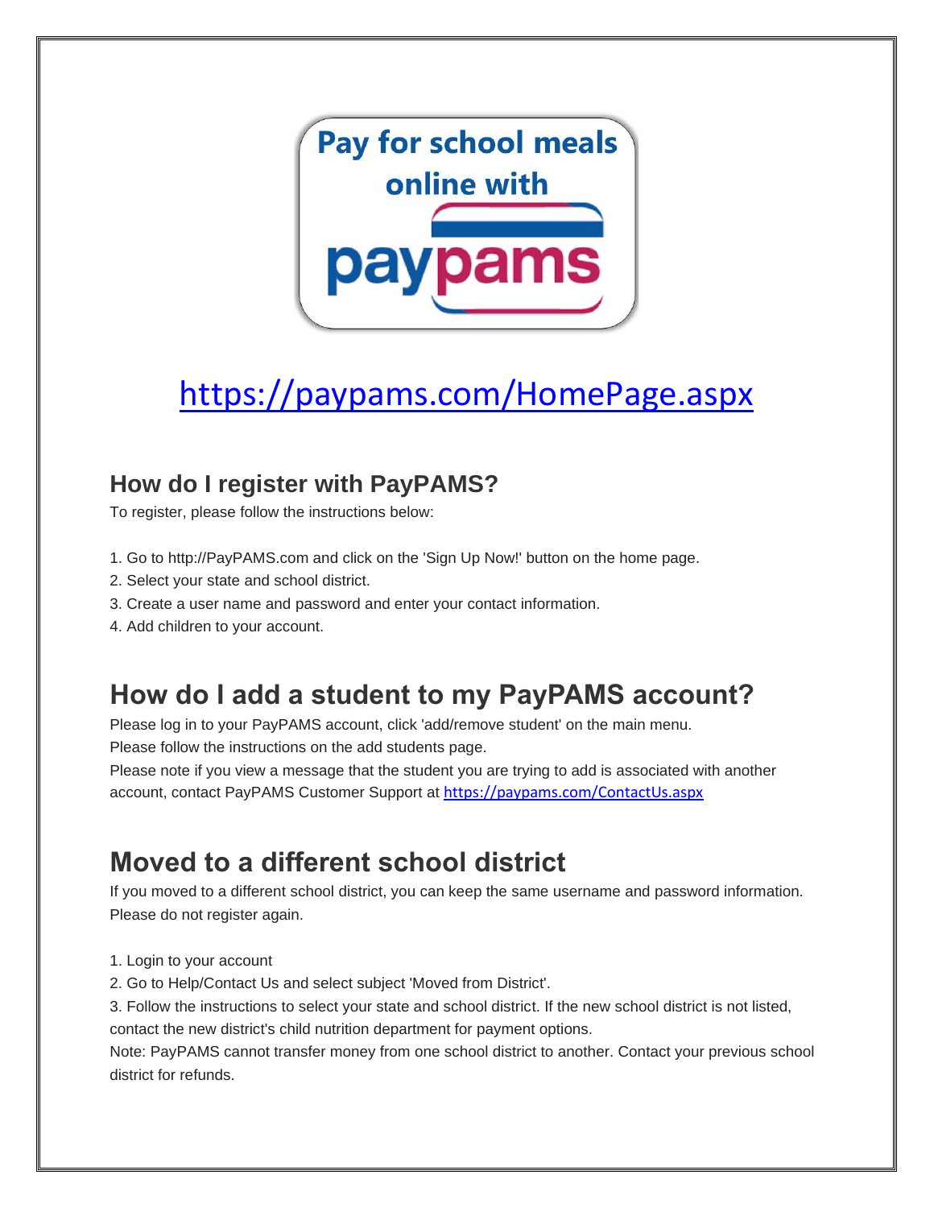Pay for school meals online with paypams

https://paypams.com/HomePage.aspx

### How do I register with PayPAMS?

To register, please follow the instructions below:

1. Go to http://PayPAMS.com and click on the 'Sign Up Now!' button on the home page.
2. Select your state and school district.
3. Create a user name and password and enter your contact information.
4. Add children to your account.

## How do I add a student to my PayPAMS account?

Please log in to your PayPAMS account, click 'add/remove student' on the main menu.
Please follow the instructions on the add students page.
Please note if you view a message that the student you are trying to add is associated with another account, contact PayPAMS Customer Support at https://paypams.com/ContactUs.aspx

## Moved to a different school district

If you moved to a different school district, you can keep the same username and password information. Please do not register again.

1. Login to your account
2. Go to Help/Contact Us and select subject 'Moved from District'.
3. Follow the instructions to select your state and school district. If the new school district is not listed, contact the new district's child nutrition department for payment options.

Note: PayPAMS cannot transfer money from one school district to another. Contact your previous school district for refunds.